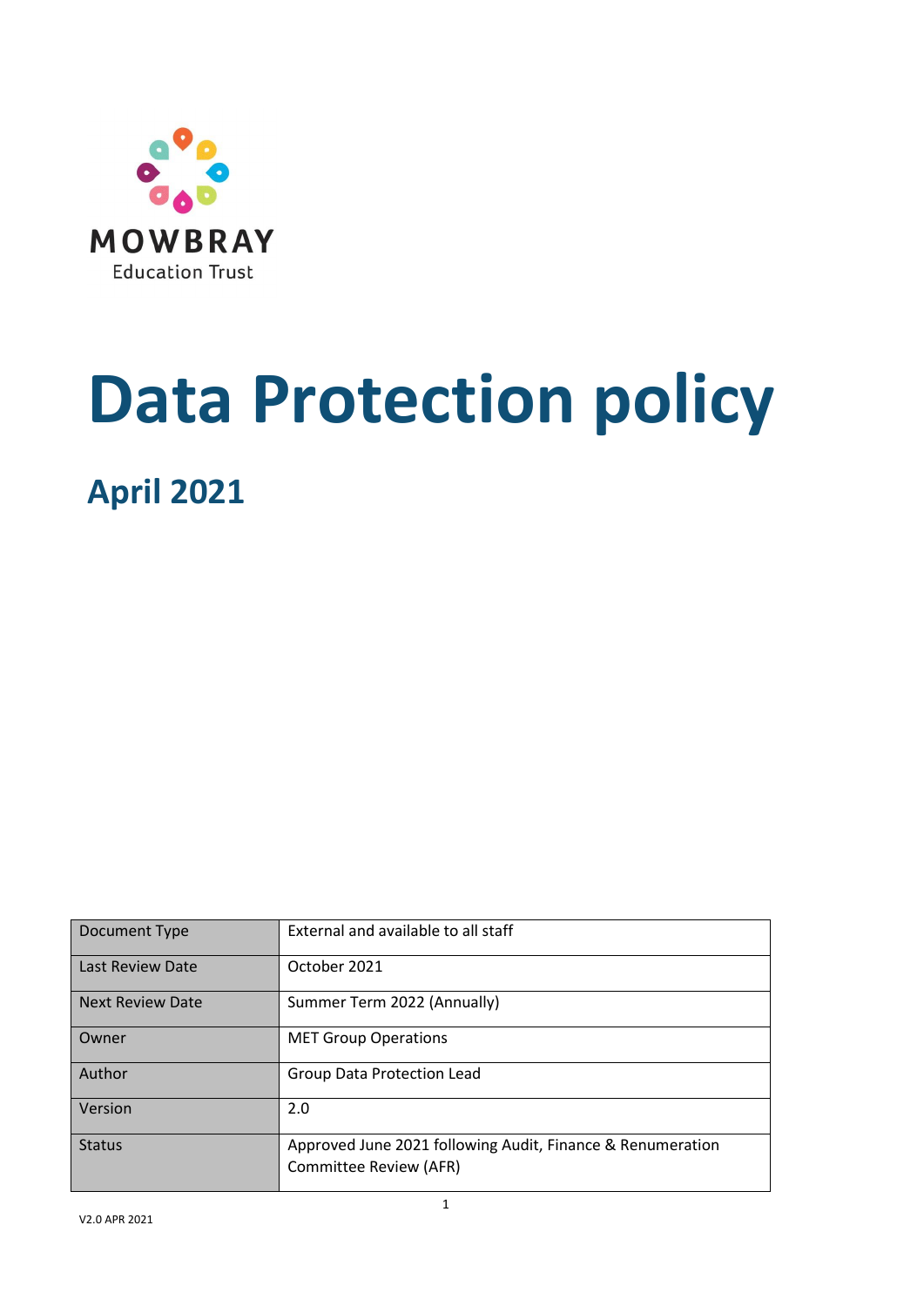MOWBRAY

Education Trust

# Data Protection policy

## April 2021

| Document Type | External and available to all staff |
|---|---|
| Last Review Date | October 2021 |
| Next Review Date | Summer Term 2022 (Annually) |
| Owner | MET Group Operations |
| Author | Group Data Protection Lead |
| Version | 2.0 |
| Status | Approved June 2021 following Audit, Finance & Renumeration Committee Review (AFR) |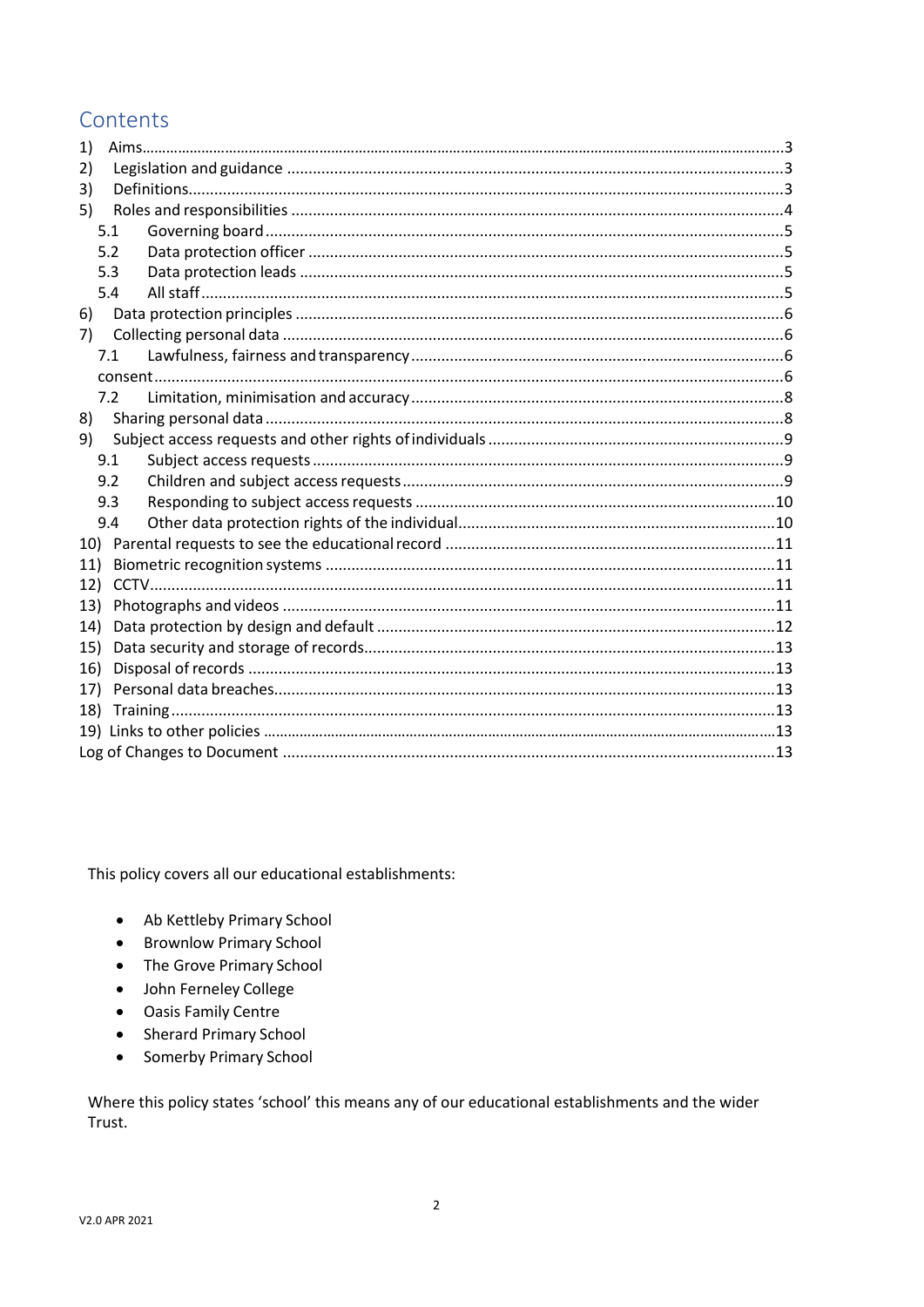## Contents

- 1) Aims ... 3
- 2) Legislation and guidance ... 3
- 3) Definitions ... 3
- 5) Roles and responsibilities ... 4
  - 5.1 Governing board ... 5
  - 5.2 Data protection officer ... 5
  - 5.3 Data protection leads ... 5
  - 5.4 All staff ... 5
- 6) Data protection principles ... 6
- 7) Collecting personal data ... 6
  - 7.1 Lawfulness, fairness and transparency ... 6
  - consent ... 6
  - 7.2 Limitation, minimisation and accuracy ... 8
- 8) Sharing personal data ... 8
- 9) Subject access requests and other rights of individuals ... 9
  - 9.1 Subject access requests ... 9
  - 9.2 Children and subject access requests ... 9
  - 9.3 Responding to subject access requests ... 10
  - 9.4 Other data protection rights of the individual ... 10
- 10) Parental requests to see the educational record ... 11
- 11) Biometric recognition systems ... 11
- 12) CCTV ... 11
- 13) Photographs and videos ... 11
- 14) Data protection by design and default ... 12
- 15) Data security and storage of records ... 13
- 16) Disposal of records ... 13
- 17) Personal data breaches ... 13
- 18) Training ... 13
- 19) Links to other policies ... 13
- Log of Changes to Document ... 13

This policy covers all our educational establishments:

- Ab Kettleby Primary School
- Brownlow Primary School
- The Grove Primary School
- John Ferneley College
- Oasis Family Centre
- Sherard Primary School
- Somerby Primary School

Where this policy states 'school' this means any of our educational establishments and the wider Trust.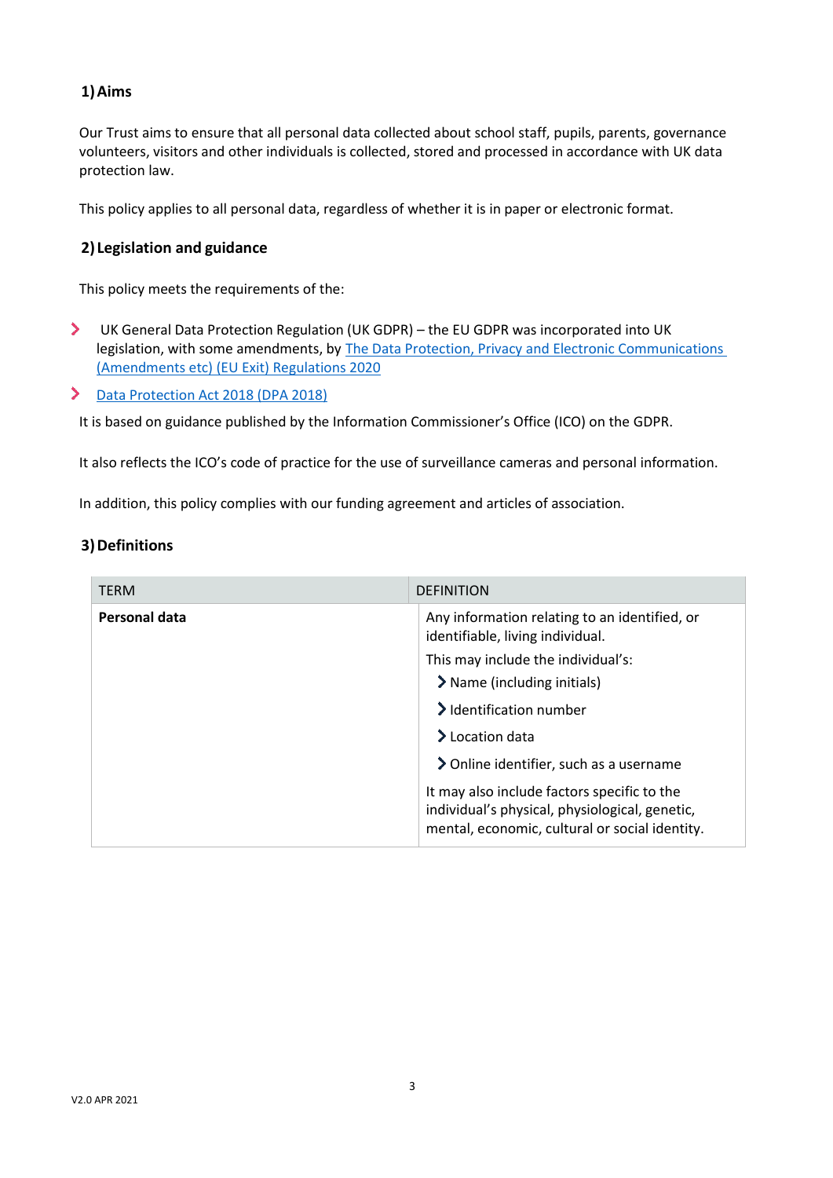## 1) Aims

Our Trust aims to ensure that all personal data collected about school staff, pupils, parents, governance volunteers, visitors and other individuals is collected, stored and processed in accordance with UK data protection law.

This policy applies to all personal data, regardless of whether it is in paper or electronic format.

## 2) Legislation and guidance

This policy meets the requirements of the:

- UK General Data Protection Regulation (UK GDPR) – the EU GDPR was incorporated into UK legislation, with some amendments, by The Data Protection, Privacy and Electronic Communications (Amendments etc) (EU Exit) Regulations 2020
- Data Protection Act 2018 (DPA 2018)

It is based on guidance published by the Information Commissioner's Office (ICO) on the GDPR.

It also reflects the ICO's code of practice for the use of surveillance cameras and personal information.

In addition, this policy complies with our funding agreement and articles of association.

## 3) Definitions

| TERM | DEFINITION |
|---|---|
| **Personal data** | Any information relating to an identified, or identifiable, living individual.<br>This may include the individual's:<br>- Name (including initials)<br>- Identification number<br>- Location data<br>- Online identifier, such as a username<br>It may also include factors specific to the individual's physical, physiological, genetic, mental, economic, cultural or social identity. |

V2.0 APR 2021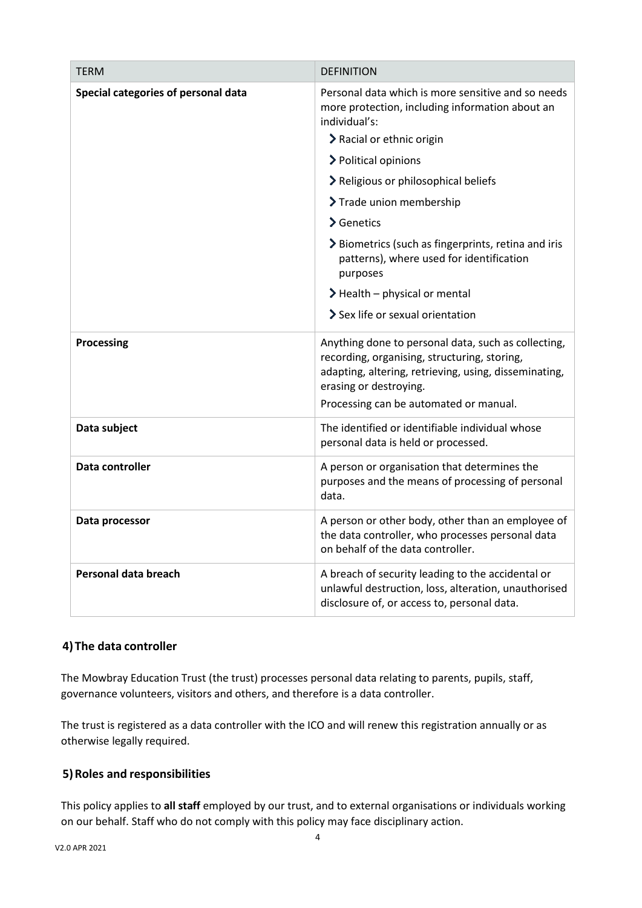| TERM | DEFINITION |
|---|---|
| **Special categories of personal data** | Personal data which is more sensitive and so needs more protection, including information about an individual's:<br>› Racial or ethnic origin<br>› Political opinions<br>› Religious or philosophical beliefs<br>› Trade union membership<br>› Genetics<br>› Biometrics (such as fingerprints, retina and iris patterns), where used for identification purposes<br>› Health – physical or mental<br>› Sex life or sexual orientation |
| **Processing** | Anything done to personal data, such as collecting, recording, organising, structuring, storing, adapting, altering, retrieving, using, disseminating, erasing or destroying.<br>Processing can be automated or manual. |
| **Data subject** | The identified or identifiable individual whose personal data is held or processed. |
| **Data controller** | A person or organisation that determines the purposes and the means of processing of personal data. |
| **Data processor** | A person or other body, other than an employee of the data controller, who processes personal data on behalf of the data controller. |
| **Personal data breach** | A breach of security leading to the accidental or unlawful destruction, loss, alteration, unauthorised disclosure of, or access to, personal data. |

## 4) The data controller

The Mowbray Education Trust (the trust) processes personal data relating to parents, pupils, staff, governance volunteers, visitors and others, and therefore is a data controller.

The trust is registered as a data controller with the ICO and will renew this registration annually or as otherwise legally required.

## 5) Roles and responsibilities

This policy applies to **all staff** employed by our trust, and to external organisations or individuals working on our behalf. Staff who do not comply with this policy may face disciplinary action.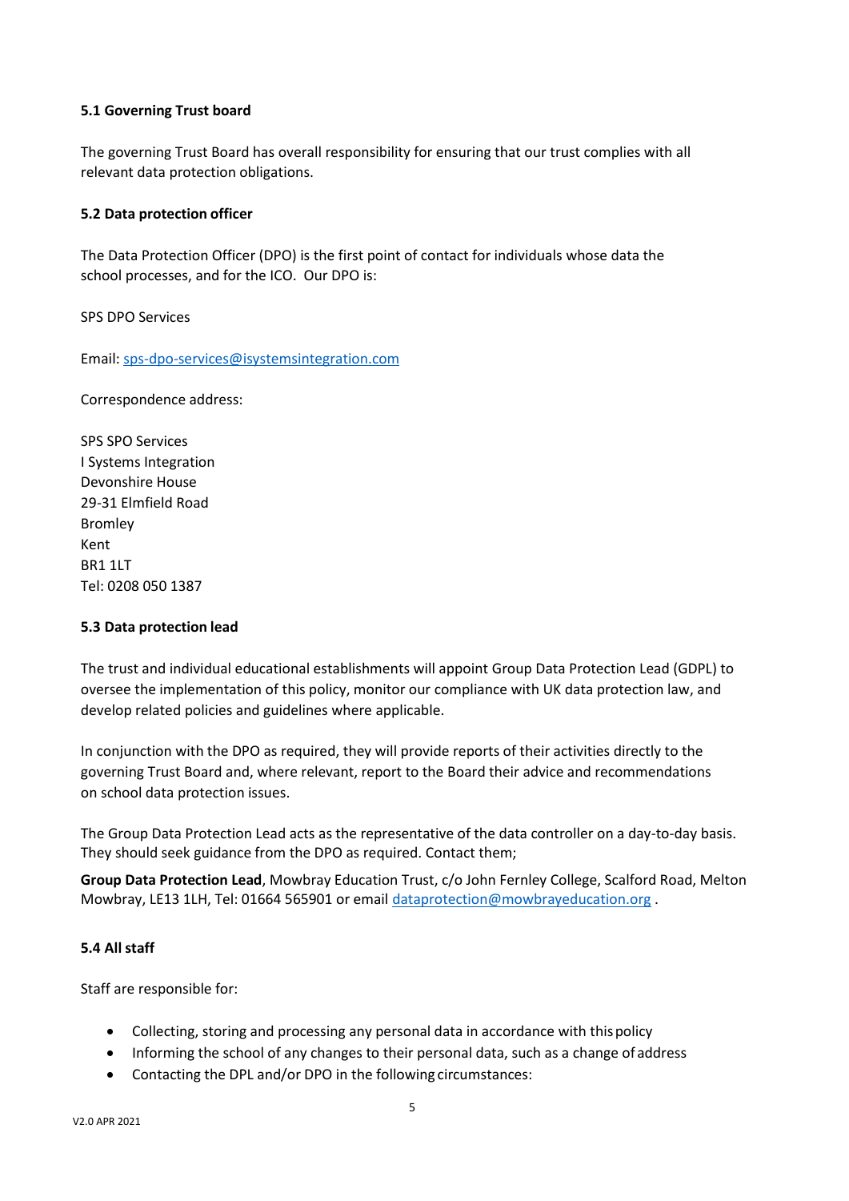### 5.1 Governing Trust board

The governing Trust Board has overall responsibility for ensuring that our trust complies with all relevant data protection obligations.

### 5.2 Data protection officer

The Data Protection Officer (DPO) is the first point of contact for individuals whose data the school processes, and for the ICO.  Our DPO is:

SPS DPO Services

Email: sps-dpo-services@isystemsintegration.com

Correspondence address:

SPS SPO Services  
I Systems Integration  
Devonshire House  
29-31 Elmfield Road  
Bromley  
Kent  
BR1 1LT  
Tel: 0208 050 1387

### 5.3 Data protection lead

The trust and individual educational establishments will appoint Group Data Protection Lead (GDPL) to oversee the implementation of this policy, monitor our compliance with UK data protection law, and develop related policies and guidelines where applicable.

In conjunction with the DPO as required, they will provide reports of their activities directly to the governing Trust Board and, where relevant, report to the Board their advice and recommendations on school data protection issues.

The Group Data Protection Lead acts as the representative of the data controller on a day-to-day basis. They should seek guidance from the DPO as required. Contact them;

**Group Data Protection Lead**, Mowbray Education Trust, c/o John Fernley College, Scalford Road, Melton Mowbray, LE13 1LH, Tel: 01664 565901 or email dataprotection@mowbrayeducation.org .

### 5.4 All staff

Staff are responsible for:

- Collecting, storing and processing any personal data in accordance with this policy
- Informing the school of any changes to their personal data, such as a change of address
- Contacting the DPL and/or DPO in the following circumstances: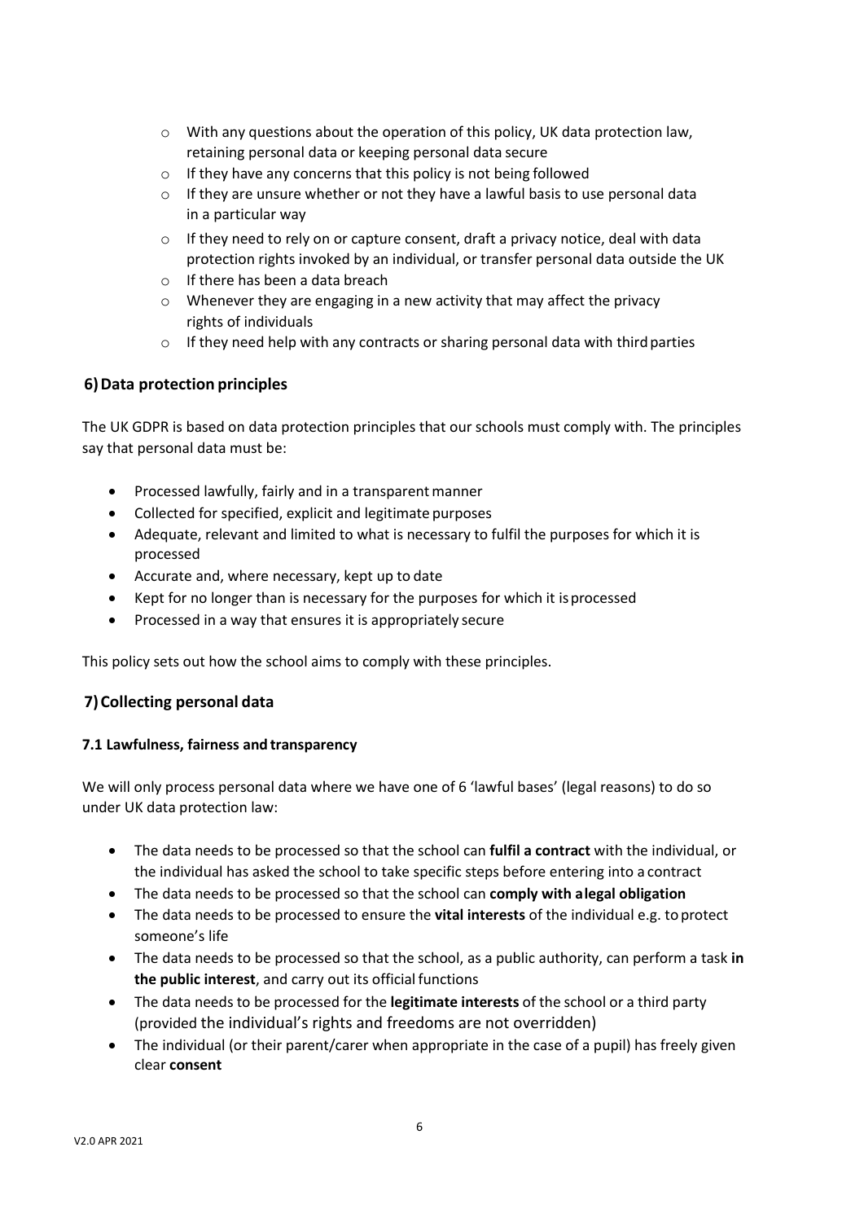- With any questions about the operation of this policy, UK data protection law, retaining personal data or keeping personal data secure
  - If they have any concerns that this policy is not being followed
  - If they are unsure whether or not they have a lawful basis to use personal data in a particular way
  - If they need to rely on or capture consent, draft a privacy notice, deal with data protection rights invoked by an individual, or transfer personal data outside the UK
  - If there has been a data breach
  - Whenever they are engaging in a new activity that may affect the privacy rights of individuals
  - If they need help with any contracts or sharing personal data with third parties

## 6) Data protection principles

The UK GDPR is based on data protection principles that our schools must comply with. The principles say that personal data must be:

- Processed lawfully, fairly and in a transparent manner
- Collected for specified, explicit and legitimate purposes
- Adequate, relevant and limited to what is necessary to fulfil the purposes for which it is processed
- Accurate and, where necessary, kept up to date
- Kept for no longer than is necessary for the purposes for which it is processed
- Processed in a way that ensures it is appropriately secure

This policy sets out how the school aims to comply with these principles.

## 7) Collecting personal data

### 7.1 Lawfulness, fairness and transparency

We will only process personal data where we have one of 6 'lawful bases' (legal reasons) to do so under UK data protection law:

- The data needs to be processed so that the school can **fulfil a contract** with the individual, or the individual has asked the school to take specific steps before entering into a contract
- The data needs to be processed so that the school can **comply with a legal obligation**
- The data needs to be processed to ensure the **vital interests** of the individual e.g. to protect someone's life
- The data needs to be processed so that the school, as a public authority, can perform a task **in the public interest**, and carry out its official functions
- The data needs to be processed for the **legitimate interests** of the school or a third party (provided the individual's rights and freedoms are not overridden)
- The individual (or their parent/carer when appropriate in the case of a pupil) has freely given clear **consent**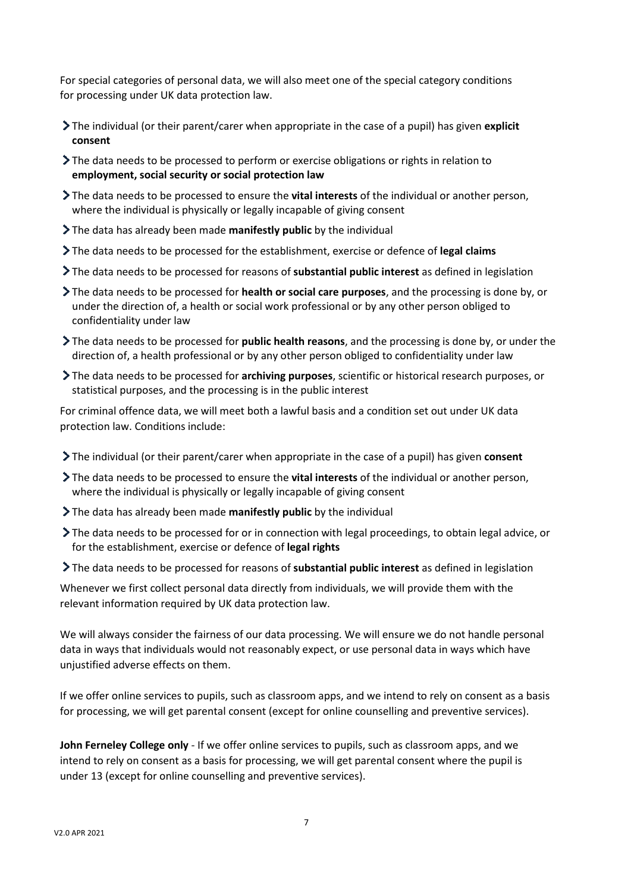For special categories of personal data, we will also meet one of the special category conditions for processing under UK data protection law.

- The individual (or their parent/carer when appropriate in the case of a pupil) has given **explicit consent**
- The data needs to be processed to perform or exercise obligations or rights in relation to **employment, social security or social protection law**
- The data needs to be processed to ensure the **vital interests** of the individual or another person, where the individual is physically or legally incapable of giving consent
- The data has already been made **manifestly public** by the individual
- The data needs to be processed for the establishment, exercise or defence of **legal claims**
- The data needs to be processed for reasons of **substantial public interest** as defined in legislation
- The data needs to be processed for **health or social care purposes**, and the processing is done by, or under the direction of, a health or social work professional or by any other person obliged to confidentiality under law
- The data needs to be processed for **public health reasons**, and the processing is done by, or under the direction of, a health professional or by any other person obliged to confidentiality under law
- The data needs to be processed for **archiving purposes**, scientific or historical research purposes, or statistical purposes, and the processing is in the public interest

For criminal offence data, we will meet both a lawful basis and a condition set out under UK data protection law. Conditions include:

- The individual (or their parent/carer when appropriate in the case of a pupil) has given **consent**
- The data needs to be processed to ensure the **vital interests** of the individual or another person, where the individual is physically or legally incapable of giving consent
- The data has already been made **manifestly public** by the individual
- The data needs to be processed for or in connection with legal proceedings, to obtain legal advice, or for the establishment, exercise or defence of **legal rights**
- The data needs to be processed for reasons of **substantial public interest** as defined in legislation

Whenever we first collect personal data directly from individuals, we will provide them with the relevant information required by UK data protection law.

We will always consider the fairness of our data processing. We will ensure we do not handle personal data in ways that individuals would not reasonably expect, or use personal data in ways which have unjustified adverse effects on them.

If we offer online services to pupils, such as classroom apps, and we intend to rely on consent as a basis for processing, we will get parental consent (except for online counselling and preventive services).

**John Ferneley College only** - If we offer online services to pupils, such as classroom apps, and we intend to rely on consent as a basis for processing, we will get parental consent where the pupil is under 13 (except for online counselling and preventive services).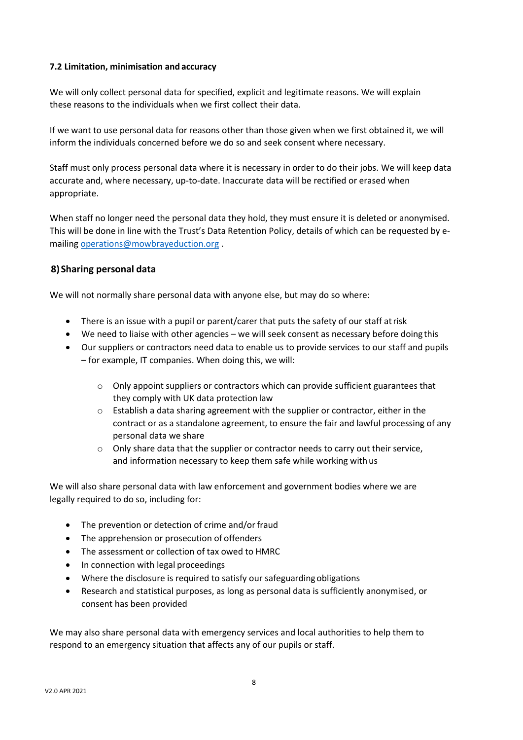### 7.2 Limitation, minimisation and accuracy

We will only collect personal data for specified, explicit and legitimate reasons. We will explain these reasons to the individuals when we first collect their data.

If we want to use personal data for reasons other than those given when we first obtained it, we will inform the individuals concerned before we do so and seek consent where necessary.

Staff must only process personal data where it is necessary in order to do their jobs. We will keep data accurate and, where necessary, up-to-date. Inaccurate data will be rectified or erased when appropriate.

When staff no longer need the personal data they hold, they must ensure it is deleted or anonymised. This will be done in line with the Trust's Data Retention Policy, details of which can be requested by e-mailing operations@mowbrayeduction.org .

## 8) Sharing personal data

We will not normally share personal data with anyone else, but may do so where:

- There is an issue with a pupil or parent/carer that puts the safety of our staff at risk
- We need to liaise with other agencies – we will seek consent as necessary before doing this
- Our suppliers or contractors need data to enable us to provide services to our staff and pupils – for example, IT companies. When doing this, we will:
  - Only appoint suppliers or contractors which can provide sufficient guarantees that they comply with UK data protection law
  - Establish a data sharing agreement with the supplier or contractor, either in the contract or as a standalone agreement, to ensure the fair and lawful processing of any personal data we share
  - Only share data that the supplier or contractor needs to carry out their service, and information necessary to keep them safe while working with us

We will also share personal data with law enforcement and government bodies where we are legally required to do so, including for:

- The prevention or detection of crime and/or fraud
- The apprehension or prosecution of offenders
- The assessment or collection of tax owed to HMRC
- In connection with legal proceedings
- Where the disclosure is required to satisfy our safeguarding obligations
- Research and statistical purposes, as long as personal data is sufficiently anonymised, or consent has been provided

We may also share personal data with emergency services and local authorities to help them to respond to an emergency situation that affects any of our pupils or staff.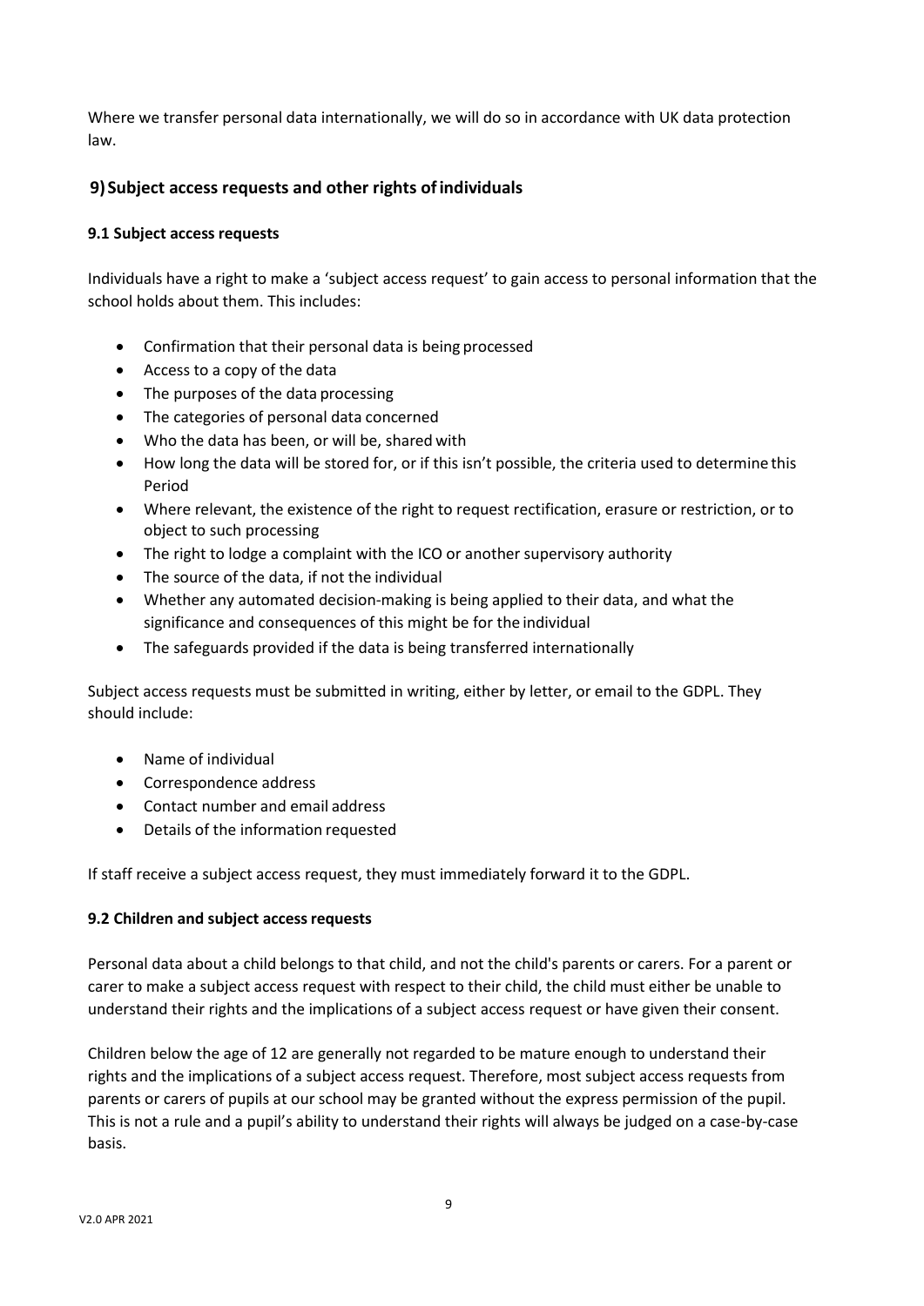Where we transfer personal data internationally, we will do so in accordance with UK data protection law.

## 9) Subject access requests and other rights of individuals

### 9.1 Subject access requests

Individuals have a right to make a 'subject access request' to gain access to personal information that the school holds about them. This includes:

- Confirmation that their personal data is being processed
- Access to a copy of the data
- The purposes of the data processing
- The categories of personal data concerned
- Who the data has been, or will be, shared with
- How long the data will be stored for, or if this isn't possible, the criteria used to determine this Period
- Where relevant, the existence of the right to request rectification, erasure or restriction, or to object to such processing
- The right to lodge a complaint with the ICO or another supervisory authority
- The source of the data, if not the individual
- Whether any automated decision-making is being applied to their data, and what the significance and consequences of this might be for the individual
- The safeguards provided if the data is being transferred internationally

Subject access requests must be submitted in writing, either by letter, or email to the GDPL. They should include:

- Name of individual
- Correspondence address
- Contact number and email address
- Details of the information requested

If staff receive a subject access request, they must immediately forward it to the GDPL.

### 9.2 Children and subject access requests

Personal data about a child belongs to that child, and not the child's parents or carers. For a parent or carer to make a subject access request with respect to their child, the child must either be unable to understand their rights and the implications of a subject access request or have given their consent.

Children below the age of 12 are generally not regarded to be mature enough to understand their rights and the implications of a subject access request. Therefore, most subject access requests from parents or carers of pupils at our school may be granted without the express permission of the pupil. This is not a rule and a pupil's ability to understand their rights will always be judged on a case-by-case basis.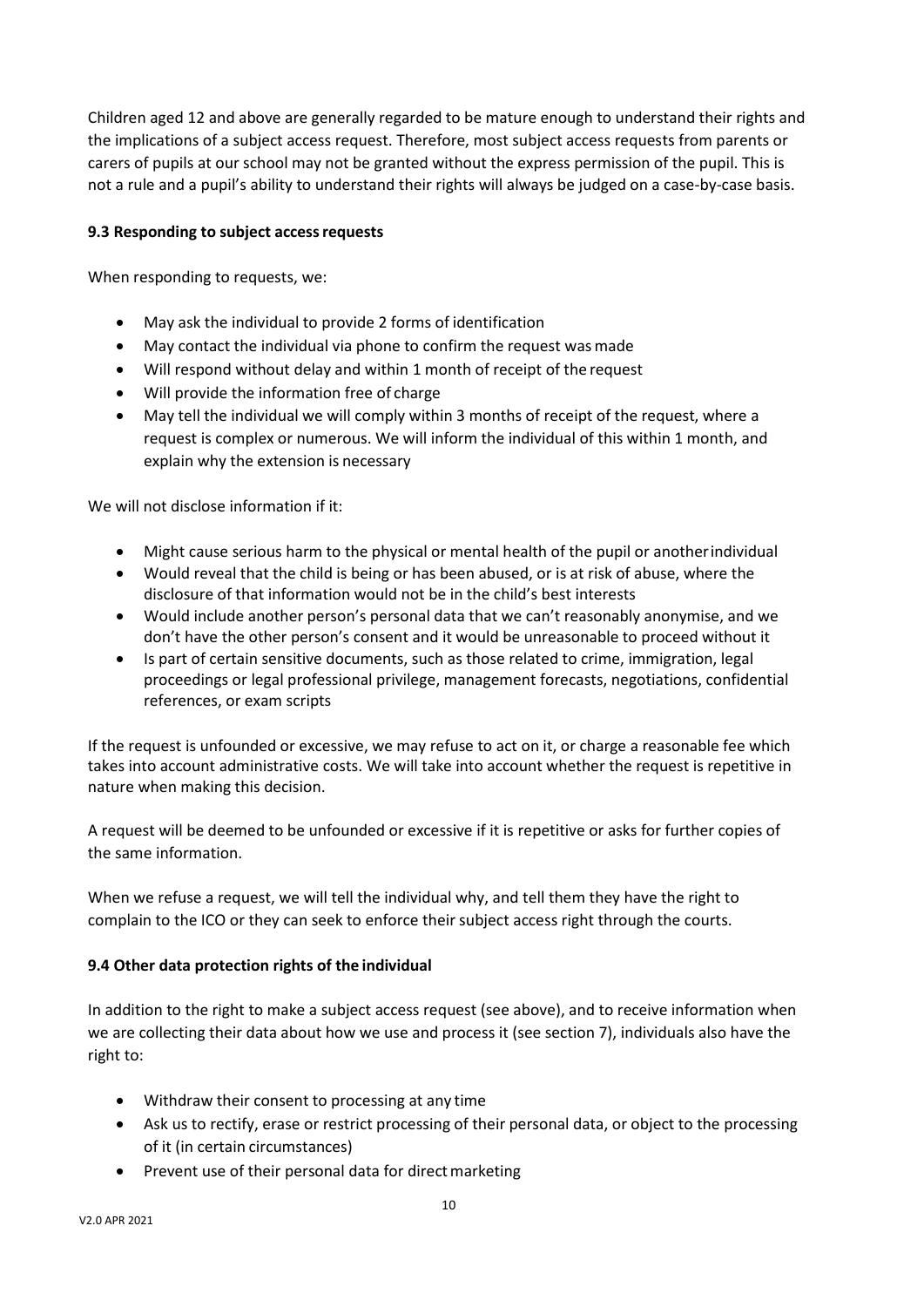Children aged 12 and above are generally regarded to be mature enough to understand their rights and the implications of a subject access request. Therefore, most subject access requests from parents or carers of pupils at our school may not be granted without the express permission of the pupil. This is not a rule and a pupil's ability to understand their rights will always be judged on a case-by-case basis.

### 9.3 Responding to subject access requests

When responding to requests, we:

- May ask the individual to provide 2 forms of identification
- May contact the individual via phone to confirm the request was made
- Will respond without delay and within 1 month of receipt of the request
- Will provide the information free of charge
- May tell the individual we will comply within 3 months of receipt of the request, where a request is complex or numerous. We will inform the individual of this within 1 month, and explain why the extension is necessary

We will not disclose information if it:

- Might cause serious harm to the physical or mental health of the pupil or another individual
- Would reveal that the child is being or has been abused, or is at risk of abuse, where the disclosure of that information would not be in the child's best interests
- Would include another person's personal data that we can't reasonably anonymise, and we don't have the other person's consent and it would be unreasonable to proceed without it
- Is part of certain sensitive documents, such as those related to crime, immigration, legal proceedings or legal professional privilege, management forecasts, negotiations, confidential references, or exam scripts

If the request is unfounded or excessive, we may refuse to act on it, or charge a reasonable fee which takes into account administrative costs. We will take into account whether the request is repetitive in nature when making this decision.

A request will be deemed to be unfounded or excessive if it is repetitive or asks for further copies of the same information.

When we refuse a request, we will tell the individual why, and tell them they have the right to complain to the ICO or they can seek to enforce their subject access right through the courts.

### 9.4 Other data protection rights of the individual

In addition to the right to make a subject access request (see above), and to receive information when we are collecting their data about how we use and process it (see section 7), individuals also have the right to:

- Withdraw their consent to processing at any time
- Ask us to rectify, erase or restrict processing of their personal data, or object to the processing of it (in certain circumstances)
- Prevent use of their personal data for direct marketing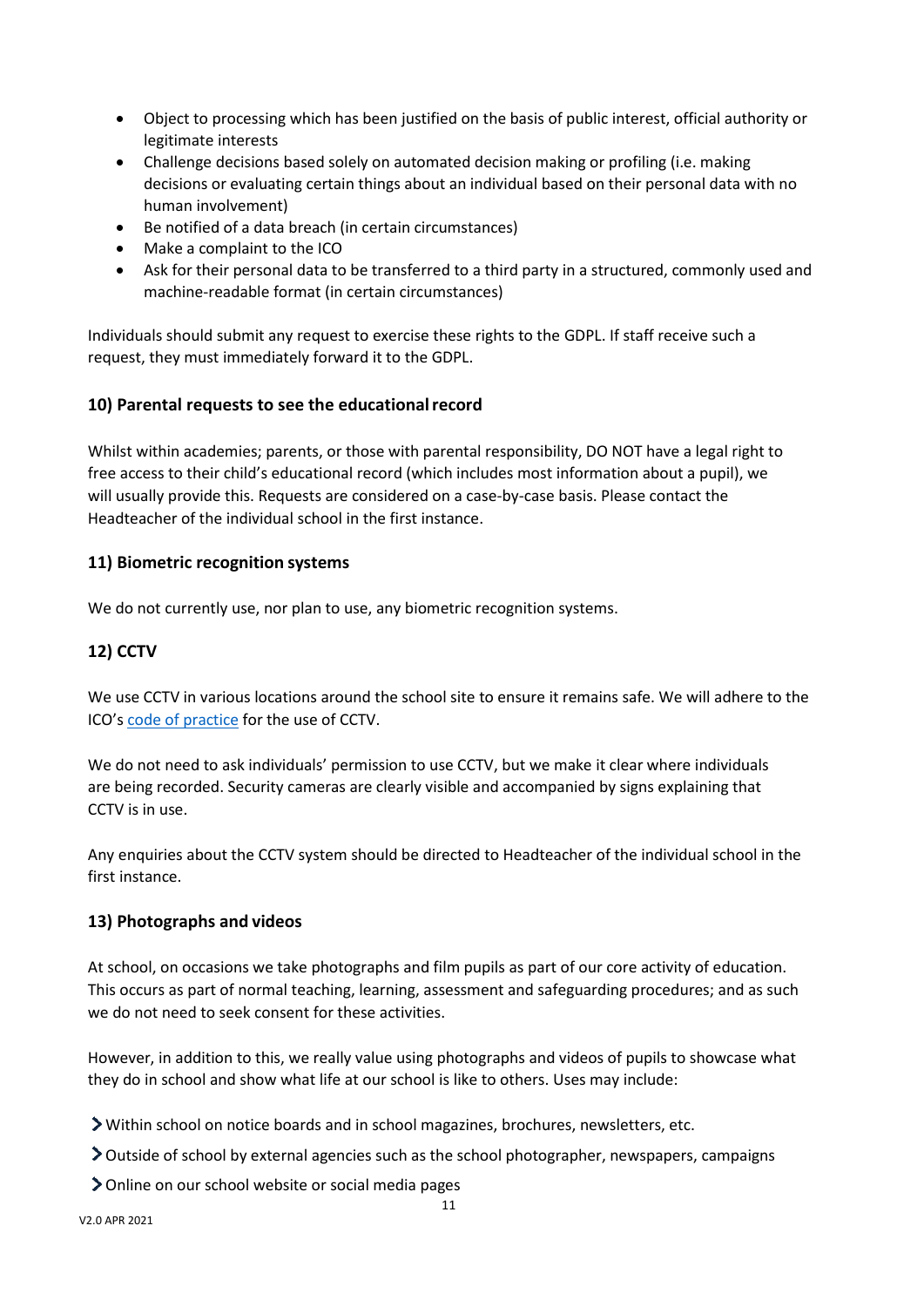- Object to processing which has been justified on the basis of public interest, official authority or legitimate interests
- Challenge decisions based solely on automated decision making or profiling (i.e. making decisions or evaluating certain things about an individual based on their personal data with no human involvement)
- Be notified of a data breach (in certain circumstances)
- Make a complaint to the ICO
- Ask for their personal data to be transferred to a third party in a structured, commonly used and machine-readable format (in certain circumstances)

Individuals should submit any request to exercise these rights to the GDPL. If staff receive such a request, they must immediately forward it to the GDPL.

### 10) Parental requests to see the educational record

Whilst within academies; parents, or those with parental responsibility, DO NOT have a legal right to free access to their child's educational record (which includes most information about a pupil), we will usually provide this. Requests are considered on a case-by-case basis. Please contact the Headteacher of the individual school in the first instance.

### 11) Biometric recognition systems

We do not currently use, nor plan to use, any biometric recognition systems.

### 12) CCTV

We use CCTV in various locations around the school site to ensure it remains safe. We will adhere to the ICO's code of practice for the use of CCTV.

We do not need to ask individuals' permission to use CCTV, but we make it clear where individuals are being recorded. Security cameras are clearly visible and accompanied by signs explaining that CCTV is in use.

Any enquiries about the CCTV system should be directed to Headteacher of the individual school in the first instance.

### 13) Photographs and videos

At school, on occasions we take photographs and film pupils as part of our core activity of education. This occurs as part of normal teaching, learning, assessment and safeguarding procedures; and as such we do not need to seek consent for these activities.

However, in addition to this, we really value using photographs and videos of pupils to showcase what they do in school and show what life at our school is like to others. Uses may include:

- Within school on notice boards and in school magazines, brochures, newsletters, etc.
- Outside of school by external agencies such as the school photographer, newspapers, campaigns
- Online on our school website or social media pages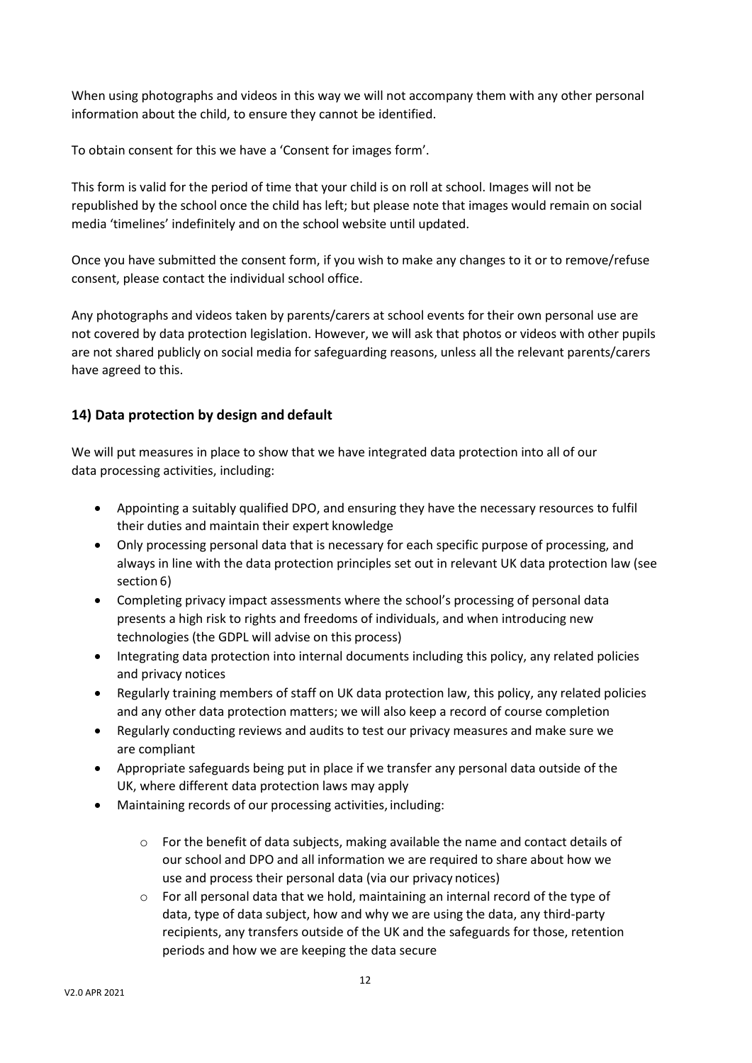When using photographs and videos in this way we will not accompany them with any other personal information about the child, to ensure they cannot be identified.

To obtain consent for this we have a 'Consent for images form'.

This form is valid for the period of time that your child is on roll at school. Images will not be republished by the school once the child has left; but please note that images would remain on social media 'timelines' indefinitely and on the school website until updated.

Once you have submitted the consent form, if you wish to make any changes to it or to remove/refuse consent, please contact the individual school office.

Any photographs and videos taken by parents/carers at school events for their own personal use are not covered by data protection legislation. However, we will ask that photos or videos with other pupils are not shared publicly on social media for safeguarding reasons, unless all the relevant parents/carers have agreed to this.

## 14) Data protection by design and default

We will put measures in place to show that we have integrated data protection into all of our data processing activities, including:

- Appointing a suitably qualified DPO, and ensuring they have the necessary resources to fulfil their duties and maintain their expert knowledge
- Only processing personal data that is necessary for each specific purpose of processing, and always in line with the data protection principles set out in relevant UK data protection law (see section 6)
- Completing privacy impact assessments where the school's processing of personal data presents a high risk to rights and freedoms of individuals, and when introducing new technologies (the GDPL will advise on this process)
- Integrating data protection into internal documents including this policy, any related policies and privacy notices
- Regularly training members of staff on UK data protection law, this policy, any related policies and any other data protection matters; we will also keep a record of course completion
- Regularly conducting reviews and audits to test our privacy measures and make sure we are compliant
- Appropriate safeguards being put in place if we transfer any personal data outside of the UK, where different data protection laws may apply
- Maintaining records of our processing activities, including:
  - For the benefit of data subjects, making available the name and contact details of our school and DPO and all information we are required to share about how we use and process their personal data (via our privacy notices)
  - For all personal data that we hold, maintaining an internal record of the type of data, type of data subject, how and why we are using the data, any third-party recipients, any transfers outside of the UK and the safeguards for those, retention periods and how we are keeping the data secure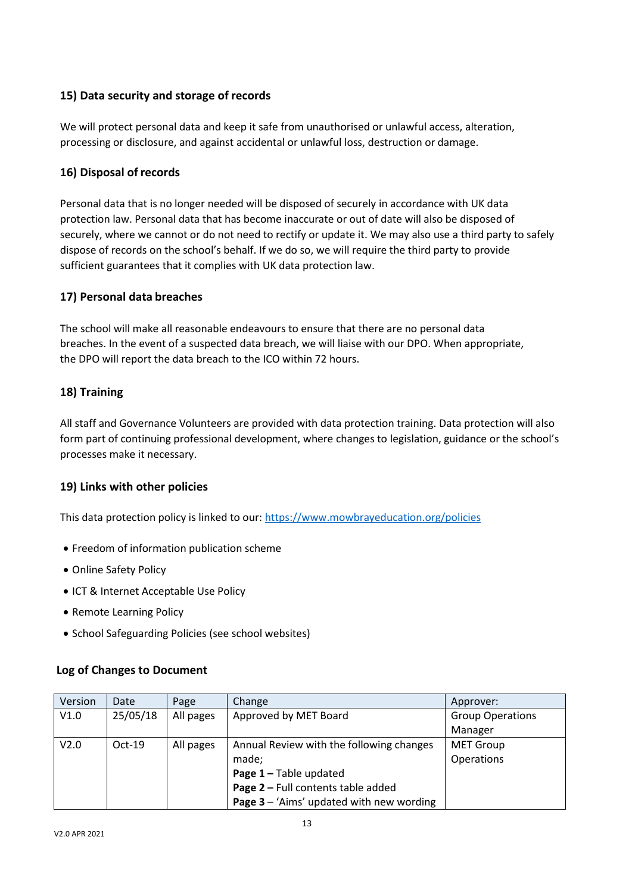## 15) Data security and storage of records

We will protect personal data and keep it safe from unauthorised or unlawful access, alteration, processing or disclosure, and against accidental or unlawful loss, destruction or damage.

## 16) Disposal of records

Personal data that is no longer needed will be disposed of securely in accordance with UK data protection law. Personal data that has become inaccurate or out of date will also be disposed of securely, where we cannot or do not need to rectify or update it. We may also use a third party to safely dispose of records on the school's behalf. If we do so, we will require the third party to provide sufficient guarantees that it complies with UK data protection law.

## 17) Personal data breaches

The school will make all reasonable endeavours to ensure that there are no personal data breaches. In the event of a suspected data breach, we will liaise with our DPO. When appropriate, the DPO will report the data breach to the ICO within 72 hours.

## 18) Training

All staff and Governance Volunteers are provided with data protection training. Data protection will also form part of continuing professional development, where changes to legislation, guidance or the school's processes make it necessary.

## 19) Links with other policies

This data protection policy is linked to our: https://www.mowbrayeducation.org/policies

- Freedom of information publication scheme
- Online Safety Policy
- ICT & Internet Acceptable Use Policy
- Remote Learning Policy
- School Safeguarding Policies (see school websites)

## Log of Changes to Document

| Version | Date | Page | Change | Approver: |
|---|---|---|---|---|
| V1.0 | 25/05/18 | All pages | Approved by MET Board | Group Operations Manager |
| V2.0 | Oct-19 | All pages | Annual Review with the following changes made;<br>**Page 1 –** Table updated<br>**Page 2 –** Full contents table added<br>**Page 3** – 'Aims' updated with new wording | MET Group Operations |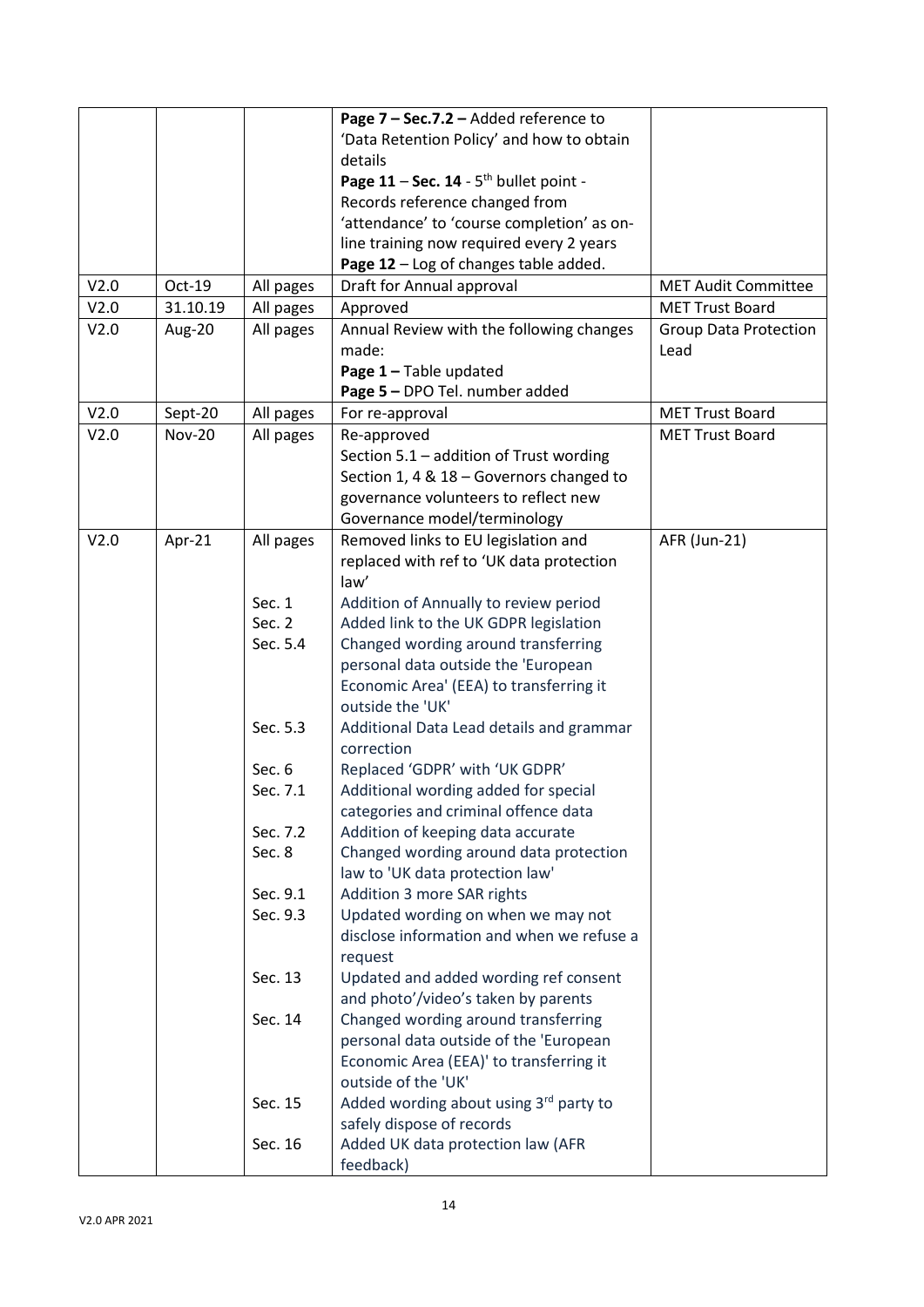| | | | **Page 7 – Sec.7.2 –** Added reference to 'Data Retention Policy' and how to obtain details<br>**Page 11** – **Sec. 14** - 5th bullet point - Records reference changed from 'attendance' to 'course completion' as on-line training now required every 2 years<br>**Page 12** – Log of changes table added. | |
|---|---|---|---|---|
| V2.0 | Oct-19 | All pages | Draft for Annual approval | MET Audit Committee |
| V2.0 | 31.10.19 | All pages | Approved | MET Trust Board |
| V2.0 | Aug-20 | All pages | Annual Review with the following changes made:<br>**Page 1 –** Table updated<br>**Page 5 –** DPO Tel. number added | Group Data Protection Lead |
| V2.0 | Sept-20 | All pages | For re-approval | MET Trust Board |
| V2.0 | Nov-20 | All pages | Re-approved<br>Section 5.1 – addition of Trust wording<br>Section 1, 4 & 18 – Governors changed to governance volunteers to reflect new Governance model/terminology | MET Trust Board |
| V2.0 | Apr-21 | All pages | Removed links to EU legislation and replaced with ref to 'UK data protection law' | AFR (Jun-21) |
| | | Sec. 1 | Addition of Annually to review period | |
| | | Sec. 2 | Added link to the UK GDPR legislation | |
| | | Sec. 5.4 | Changed wording around transferring personal data outside the 'European Economic Area' (EEA) to transferring it outside the 'UK' | |
| | | Sec. 5.3 | Additional Data Lead details and grammar correction | |
| | | Sec. 6 | Replaced 'GDPR' with 'UK GDPR' | |
| | | Sec. 7.1 | Additional wording added for special categories and criminal offence data | |
| | | Sec. 7.2 | Addition of keeping data accurate | |
| | | Sec. 8 | Changed wording around data protection law to 'UK data protection law' | |
| | | Sec. 9.1 | Addition 3 more SAR rights | |
| | | Sec. 9.3 | Updated wording on when we may not disclose information and when we refuse a request | |
| | | Sec. 13 | Updated and added wording ref consent and photo'/video's taken by parents | |
| | | Sec. 14 | Changed wording around transferring personal data outside of the 'European Economic Area (EEA)' to transferring it outside of the 'UK' | |
| | | Sec. 15 | Added wording about using 3rd party to safely dispose of records | |
| | | Sec. 16 | Added UK data protection law (AFR feedback) | |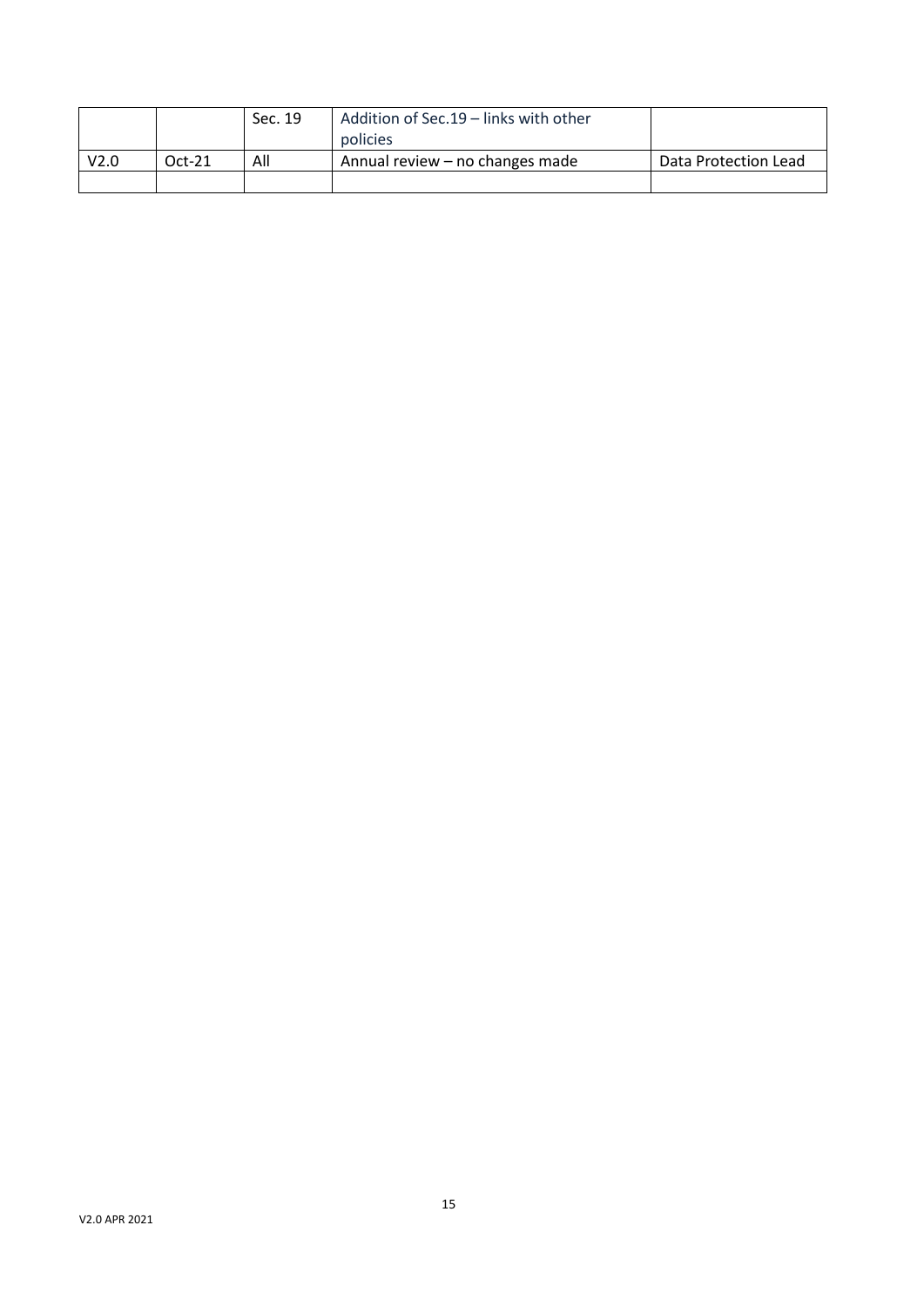| | | | | |
|---|---|---|---|---|
| | | Sec. 19 | Addition of Sec.19 – links with other policies | |
| V2.0 | Oct-21 | All | Annual review – no changes made | Data Protection Lead |
| | | | | |

V2.0 APR 2021